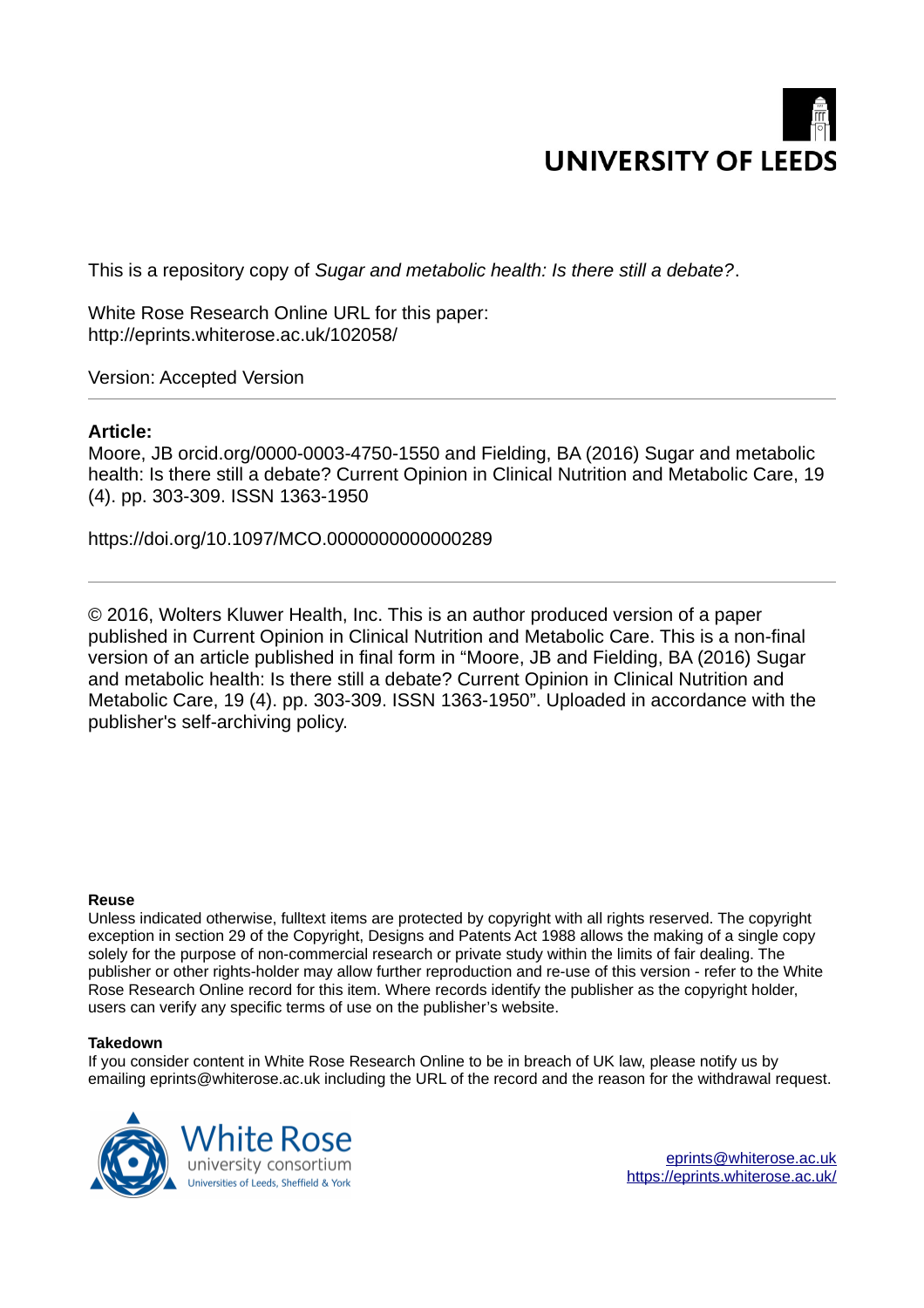UNIVERSITY OF LEEDS

This is a repository copy of *Sugar and metabolic health: Is there still a debate?*.

White Rose Research Online URL for this paper:
http://eprints.whiterose.ac.uk/102058/

Version: Accepted Version

**Article:**

Moore, JB orcid.org/0000-0003-4750-1550 and Fielding, BA (2016) Sugar and metabolic health: Is there still a debate? Current Opinion in Clinical Nutrition and Metabolic Care, 19 (4). pp. 303-309. ISSN 1363-1950

https://doi.org/10.1097/MCO.0000000000000289

---

© 2016, Wolters Kluwer Health, Inc. This is an author produced version of a paper published in Current Opinion in Clinical Nutrition and Metabolic Care. This is a non-final version of an article published in final form in "Moore, JB and Fielding, BA (2016) Sugar and metabolic health: Is there still a debate? Current Opinion in Clinical Nutrition and Metabolic Care, 19 (4). pp. 303-309. ISSN 1363-1950". Uploaded in accordance with the publisher's self-archiving policy.

**Reuse**

Unless indicated otherwise, fulltext items are protected by copyright with all rights reserved. The copyright exception in section 29 of the Copyright, Designs and Patents Act 1988 allows the making of a single copy solely for the purpose of non-commercial research or private study within the limits of fair dealing. The publisher or other rights-holder may allow further reproduction and re-use of this version - refer to the White Rose Research Online record for this item. Where records identify the publisher as the copyright holder, users can verify any specific terms of use on the publisher's website.

**Takedown**

If you consider content in White Rose Research Online to be in breach of UK law, please notify us by emailing eprints@whiterose.ac.uk including the URL of the record and the reason for the withdrawal request.

White Rose university consortium
Universities of Leeds, Sheffield & York

eprints@whiterose.ac.uk
https://eprints.whiterose.ac.uk/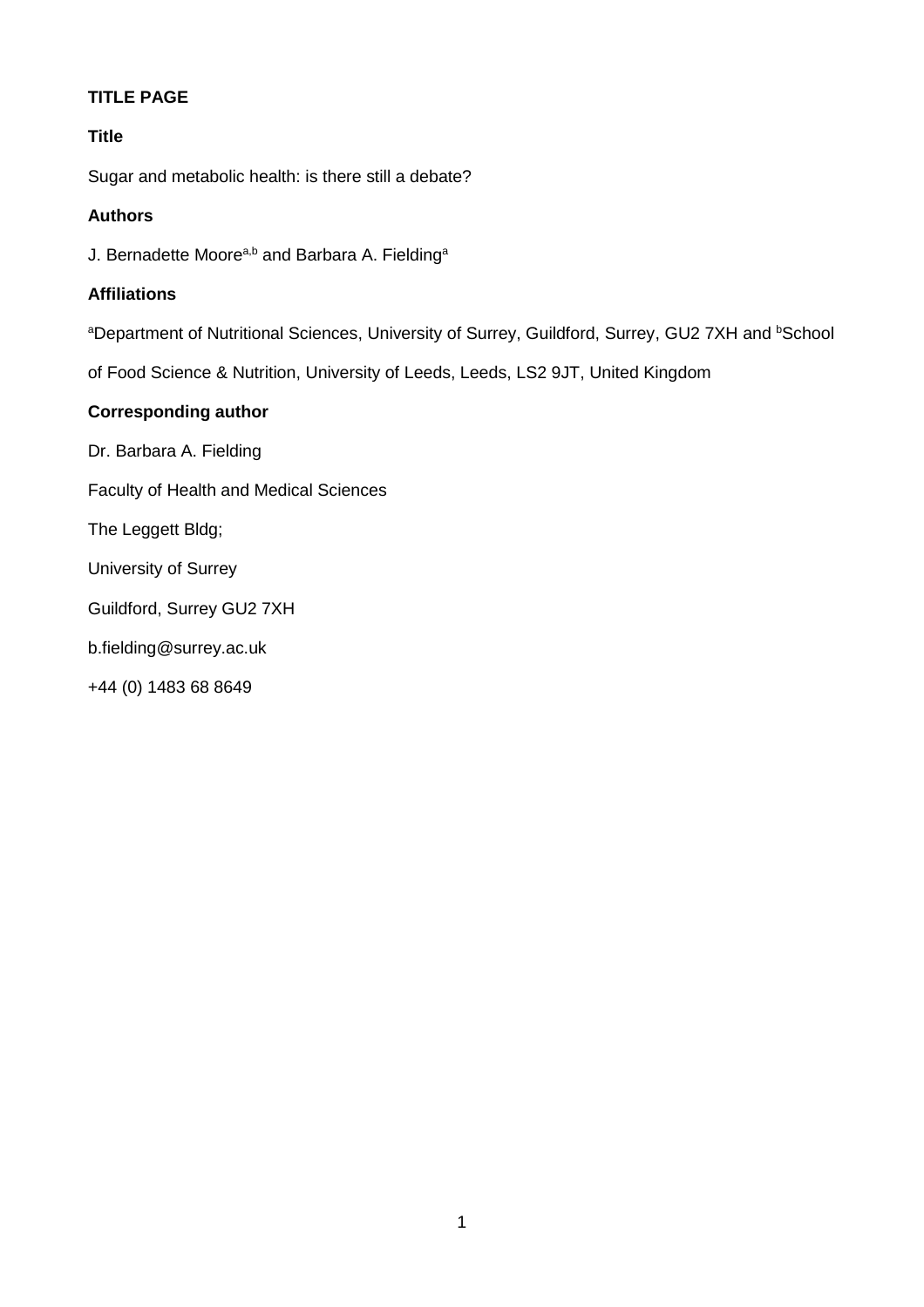**TITLE PAGE**

**Title**

Sugar and metabolic health: is there still a debate?

**Authors**

J. Bernadette Moore[a,b] and Barbara A. Fielding[a]

**Affiliations**

[a]Department of Nutritional Sciences, University of Surrey, Guildford, Surrey, GU2 7XH and [b]School of Food Science & Nutrition, University of Leeds, Leeds, LS2 9JT, United Kingdom

**Corresponding author**

Dr. Barbara A. Fielding

Faculty of Health and Medical Sciences

The Leggett Bldg;

University of Surrey

Guildford, Surrey GU2 7XH

b.fielding@surrey.ac.uk

+44 (0) 1483 68 8649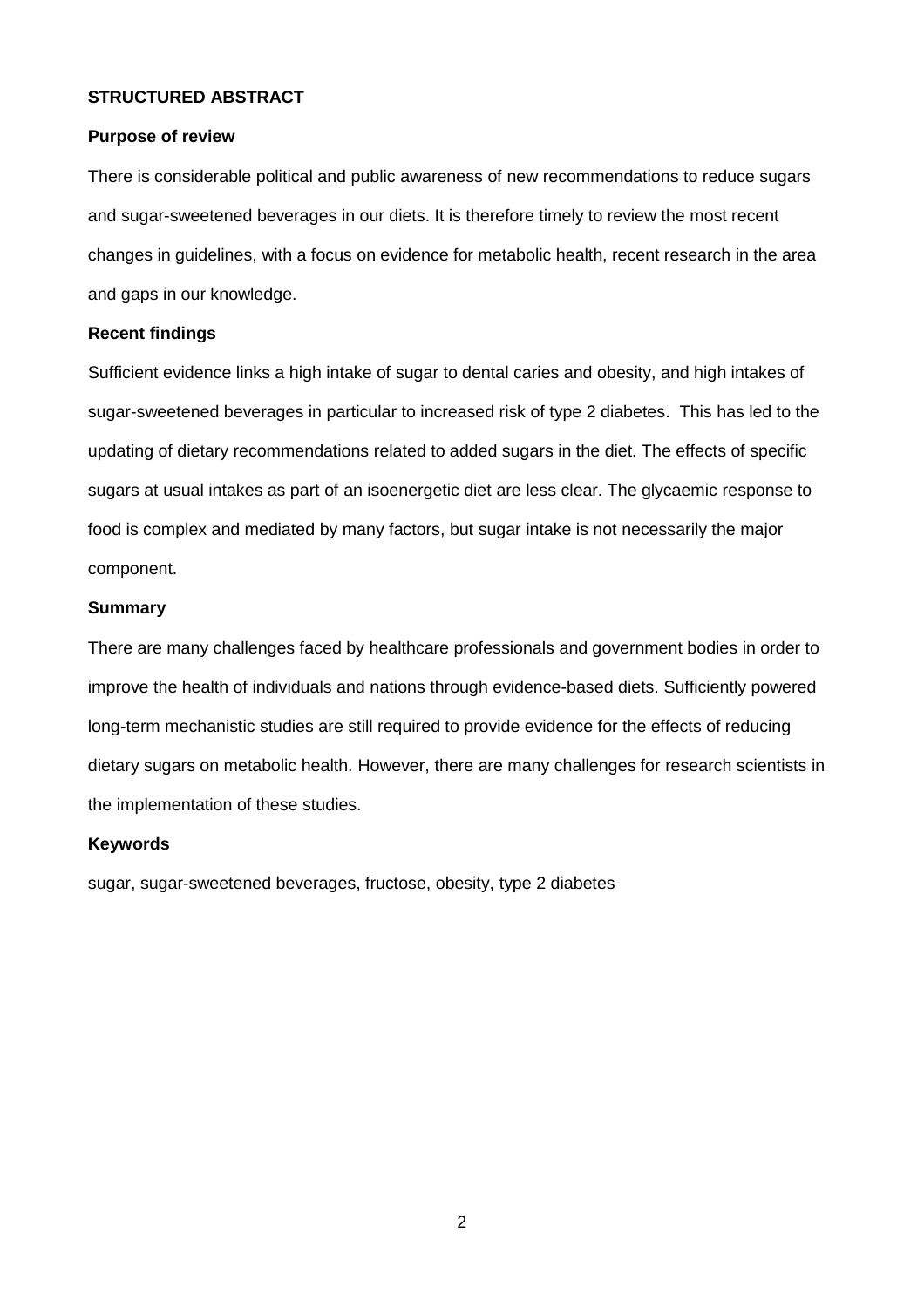## STRUCTURED ABSTRACT

### Purpose of review

There is considerable political and public awareness of new recommendations to reduce sugars and sugar-sweetened beverages in our diets. It is therefore timely to review the most recent changes in guidelines, with a focus on evidence for metabolic health, recent research in the area and gaps in our knowledge.

### Recent findings

Sufficient evidence links a high intake of sugar to dental caries and obesity, and high intakes of sugar-sweetened beverages in particular to increased risk of type 2 diabetes. This has led to the updating of dietary recommendations related to added sugars in the diet. The effects of specific sugars at usual intakes as part of an isoenergetic diet are less clear. The glycaemic response to food is complex and mediated by many factors, but sugar intake is not necessarily the major component.

### Summary

There are many challenges faced by healthcare professionals and government bodies in order to improve the health of individuals and nations through evidence-based diets. Sufficiently powered long-term mechanistic studies are still required to provide evidence for the effects of reducing dietary sugars on metabolic health. However, there are many challenges for research scientists in the implementation of these studies.

### Keywords

sugar, sugar-sweetened beverages, fructose, obesity, type 2 diabetes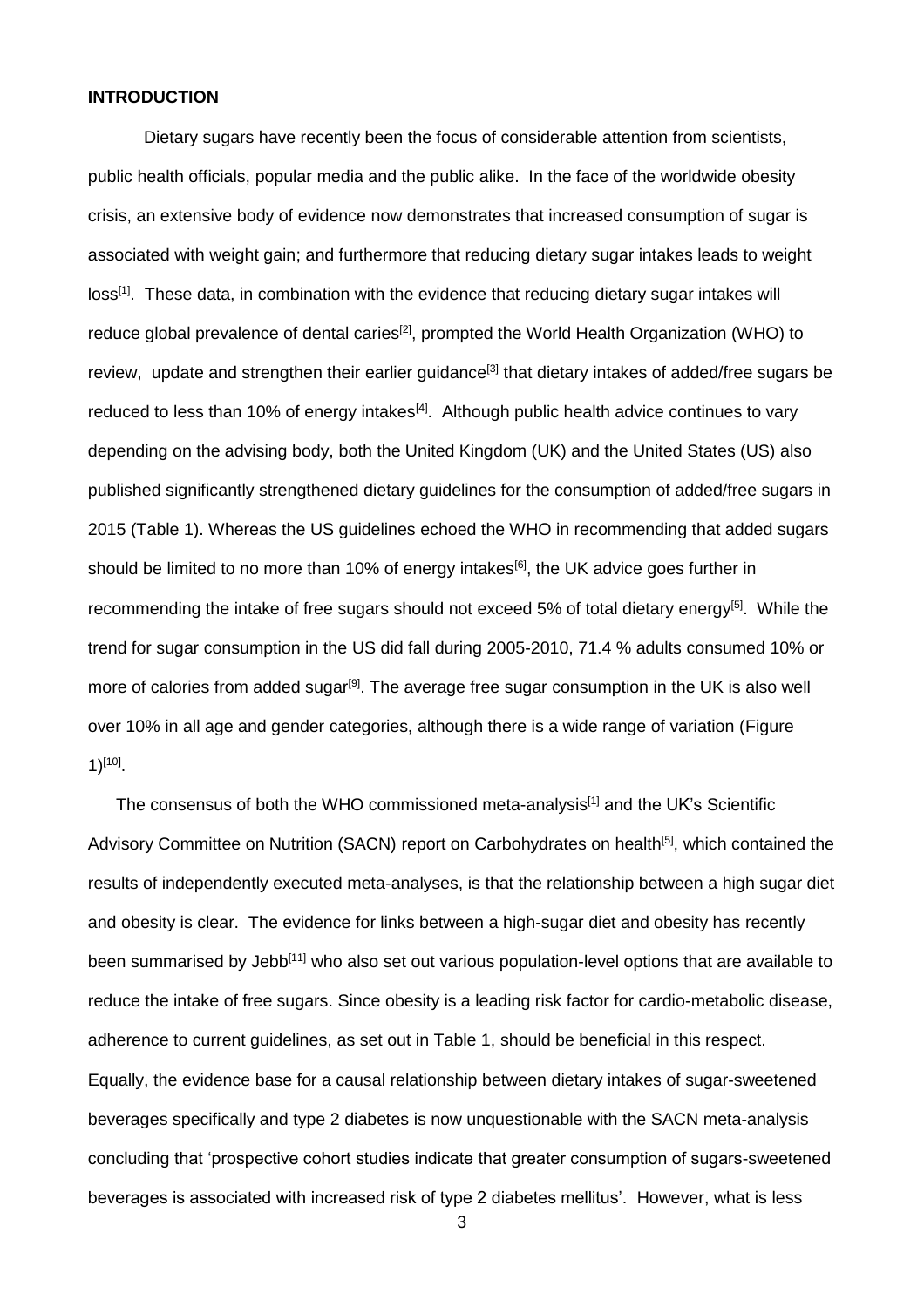**INTRODUCTION**

Dietary sugars have recently been the focus of considerable attention from scientists, public health officials, popular media and the public alike. In the face of the worldwide obesity crisis, an extensive body of evidence now demonstrates that increased consumption of sugar is associated with weight gain; and furthermore that reducing dietary sugar intakes leads to weight loss[1]. These data, in combination with the evidence that reducing dietary sugar intakes will reduce global prevalence of dental caries[2], prompted the World Health Organization (WHO) to review, update and strengthen their earlier guidance[3] that dietary intakes of added/free sugars be reduced to less than 10% of energy intakes[4]. Although public health advice continues to vary depending on the advising body, both the United Kingdom (UK) and the United States (US) also published significantly strengthened dietary guidelines for the consumption of added/free sugars in 2015 (Table 1). Whereas the US guidelines echoed the WHO in recommending that added sugars should be limited to no more than 10% of energy intakes[6], the UK advice goes further in recommending the intake of free sugars should not exceed 5% of total dietary energy[5]. While the trend for sugar consumption in the US did fall during 2005-2010, 71.4 % adults consumed 10% or more of calories from added sugar[9]. The average free sugar consumption in the UK is also well over 10% in all age and gender categories, although there is a wide range of variation (Figure 1)[10].

The consensus of both the WHO commissioned meta-analysis[1] and the UK's Scientific Advisory Committee on Nutrition (SACN) report on Carbohydrates on health[5], which contained the results of independently executed meta-analyses, is that the relationship between a high sugar diet and obesity is clear. The evidence for links between a high-sugar diet and obesity has recently been summarised by Jebb[11] who also set out various population-level options that are available to reduce the intake of free sugars. Since obesity is a leading risk factor for cardio-metabolic disease, adherence to current guidelines, as set out in Table 1, should be beneficial in this respect. Equally, the evidence base for a causal relationship between dietary intakes of sugar-sweetened beverages specifically and type 2 diabetes is now unquestionable with the SACN meta-analysis concluding that 'prospective cohort studies indicate that greater consumption of sugars-sweetened beverages is associated with increased risk of type 2 diabetes mellitus'. However, what is less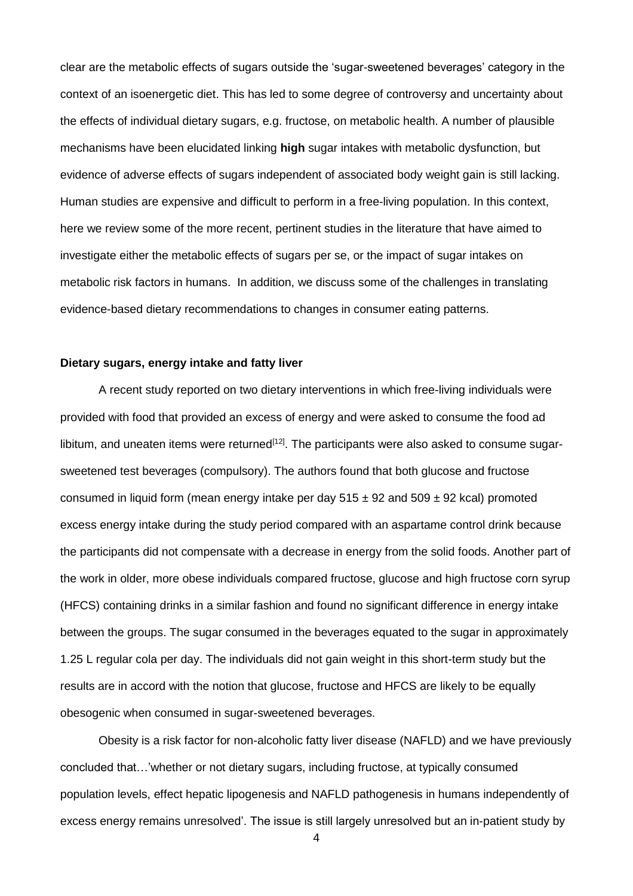clear are the metabolic effects of sugars outside the 'sugar-sweetened beverages' category in the context of an isoenergetic diet. This has led to some degree of controversy and uncertainty about the effects of individual dietary sugars, e.g. fructose, on metabolic health. A number of plausible mechanisms have been elucidated linking **high** sugar intakes with metabolic dysfunction, but evidence of adverse effects of sugars independent of associated body weight gain is still lacking. Human studies are expensive and difficult to perform in a free-living population. In this context, here we review some of the more recent, pertinent studies in the literature that have aimed to investigate either the metabolic effects of sugars per se, or the impact of sugar intakes on metabolic risk factors in humans. In addition, we discuss some of the challenges in translating evidence-based dietary recommendations to changes in consumer eating patterns.

**Dietary sugars, energy intake and fatty liver**

A recent study reported on two dietary interventions in which free-living individuals were provided with food that provided an excess of energy and were asked to consume the food ad libitum, and uneaten items were returned[12]. The participants were also asked to consume sugar-sweetened test beverages (compulsory). The authors found that both glucose and fructose consumed in liquid form (mean energy intake per day $515 \pm 92$ and $509 \pm 92$ kcal) promoted excess energy intake during the study period compared with an aspartame control drink because the participants did not compensate with a decrease in energy from the solid foods. Another part of the work in older, more obese individuals compared fructose, glucose and high fructose corn syrup (HFCS) containing drinks in a similar fashion and found no significant difference in energy intake between the groups. The sugar consumed in the beverages equated to the sugar in approximately 1.25 L regular cola per day. The individuals did not gain weight in this short-term study but the results are in accord with the notion that glucose, fructose and HFCS are likely to be equally obesogenic when consumed in sugar-sweetened beverages.

Obesity is a risk factor for non-alcoholic fatty liver disease (NAFLD) and we have previously concluded that…'whether or not dietary sugars, including fructose, at typically consumed population levels, effect hepatic lipogenesis and NAFLD pathogenesis in humans independently of excess energy remains unresolved'. The issue is still largely unresolved but an in-patient study by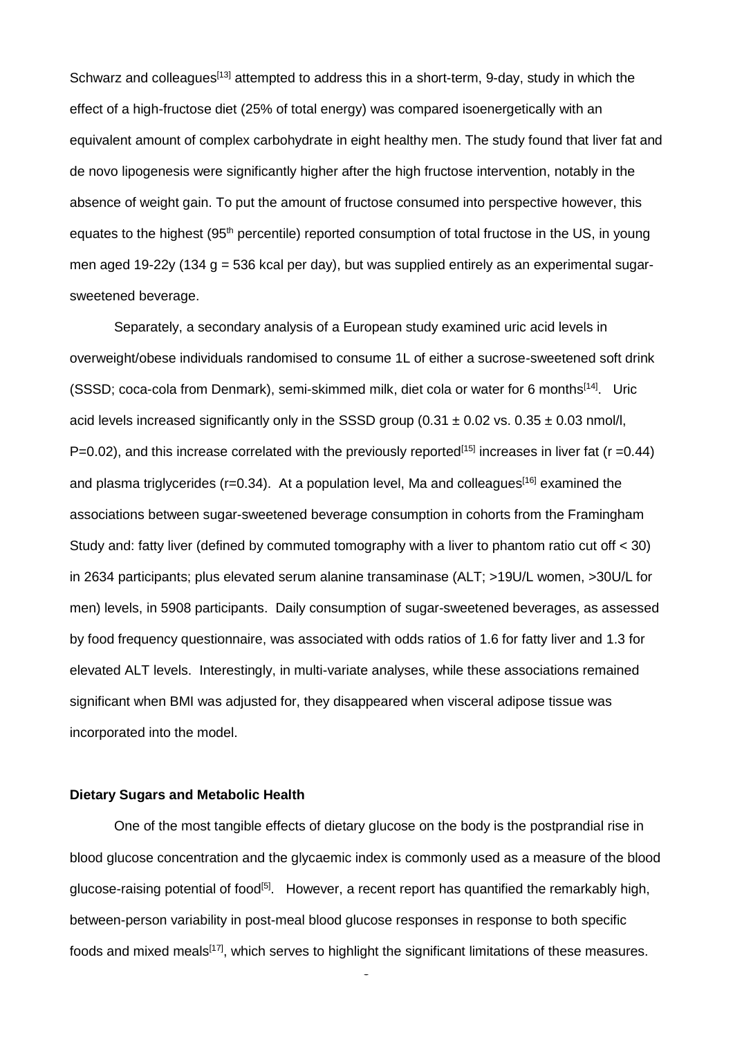Schwarz and colleagues[13] attempted to address this in a short-term, 9-day, study in which the effect of a high-fructose diet (25% of total energy) was compared isoenergetically with an equivalent amount of complex carbohydrate in eight healthy men. The study found that liver fat and de novo lipogenesis were significantly higher after the high fructose intervention, notably in the absence of weight gain. To put the amount of fructose consumed into perspective however, this equates to the highest (95$^{th}$ percentile) reported consumption of total fructose in the US, in young men aged 19-22y (134 g = 536 kcal per day), but was supplied entirely as an experimental sugar-sweetened beverage.

Separately, a secondary analysis of a European study examined uric acid levels in overweight/obese individuals randomised to consume 1L of either a sucrose-sweetened soft drink (SSSD; coca-cola from Denmark), semi-skimmed milk, diet cola or water for 6 months[14]. Uric acid levels increased significantly only in the SSSD group ($0.31 \pm 0.02$ vs. $0.35 \pm 0.03$ nmol/l, $P=0.02$), and this increase correlated with the previously reported[15] increases in liver fat ($r = 0.44$) and plasma triglycerides ($r = 0.34$). At a population level, Ma and colleagues[16] examined the associations between sugar-sweetened beverage consumption in cohorts from the Framingham Study and: fatty liver (defined by commuted tomography with a liver to phantom ratio cut off < 30) in 2634 participants; plus elevated serum alanine transaminase (ALT; >19U/L women, >30U/L for men) levels, in 5908 participants. Daily consumption of sugar-sweetened beverages, as assessed by food frequency questionnaire, was associated with odds ratios of 1.6 for fatty liver and 1.3 for elevated ALT levels. Interestingly, in multi-variate analyses, while these associations remained significant when BMI was adjusted for, they disappeared when visceral adipose tissue was incorporated into the model.

**Dietary Sugars and Metabolic Health**

One of the most tangible effects of dietary glucose on the body is the postprandial rise in blood glucose concentration and the glycaemic index is commonly used as a measure of the blood glucose-raising potential of food[5]. However, a recent report has quantified the remarkably high, between-person variability in post-meal blood glucose responses in response to both specific foods and mixed meals[17], which serves to highlight the significant limitations of these measures.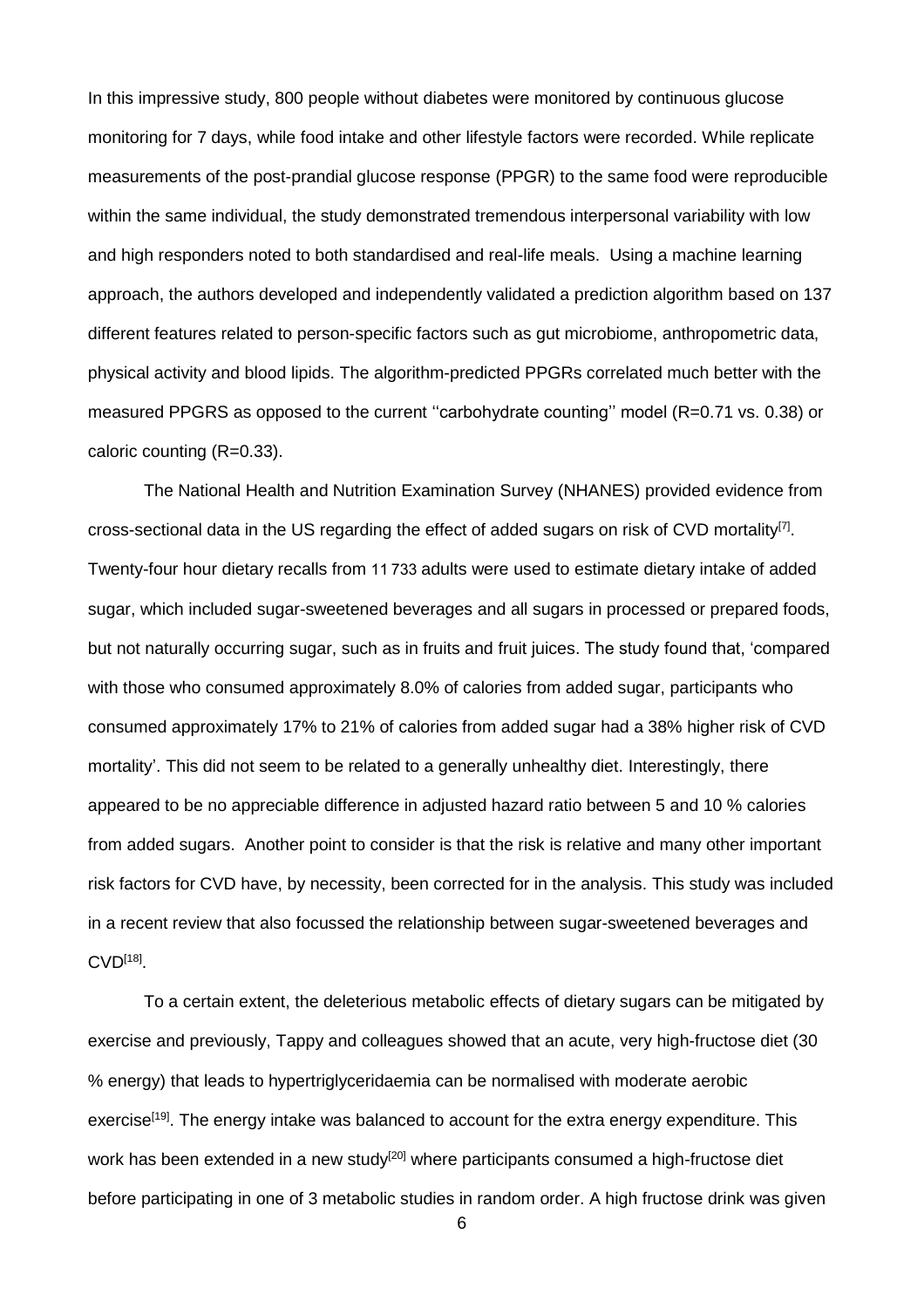In this impressive study, 800 people without diabetes were monitored by continuous glucose monitoring for 7 days, while food intake and other lifestyle factors were recorded. While replicate measurements of the post-prandial glucose response (PPGR) to the same food were reproducible within the same individual, the study demonstrated tremendous interpersonal variability with low and high responders noted to both standardised and real-life meals. Using a machine learning approach, the authors developed and independently validated a prediction algorithm based on 137 different features related to person-specific factors such as gut microbiome, anthropometric data, physical activity and blood lipids. The algorithm-predicted PPGRs correlated much better with the measured PPGRS as opposed to the current ''carbohydrate counting'' model (R=0.71 vs. 0.38) or caloric counting (R=0.33).

The National Health and Nutrition Examination Survey (NHANES) provided evidence from cross-sectional data in the US regarding the effect of added sugars on risk of CVD mortality[7]. Twenty-four hour dietary recalls from 11 733 adults were used to estimate dietary intake of added sugar, which included sugar-sweetened beverages and all sugars in processed or prepared foods, but not naturally occurring sugar, such as in fruits and fruit juices. The study found that, 'compared with those who consumed approximately 8.0% of calories from added sugar, participants who consumed approximately 17% to 21% of calories from added sugar had a 38% higher risk of CVD mortality'. This did not seem to be related to a generally unhealthy diet. Interestingly, there appeared to be no appreciable difference in adjusted hazard ratio between 5 and 10 % calories from added sugars. Another point to consider is that the risk is relative and many other important risk factors for CVD have, by necessity, been corrected for in the analysis. This study was included in a recent review that also focussed the relationship between sugar-sweetened beverages and CVD[18].

To a certain extent, the deleterious metabolic effects of dietary sugars can be mitigated by exercise and previously, Tappy and colleagues showed that an acute, very high-fructose diet (30 % energy) that leads to hypertriglyceridaemia can be normalised with moderate aerobic exercise[19]. The energy intake was balanced to account for the extra energy expenditure. This work has been extended in a new study[20] where participants consumed a high-fructose diet before participating in one of 3 metabolic studies in random order. A high fructose drink was given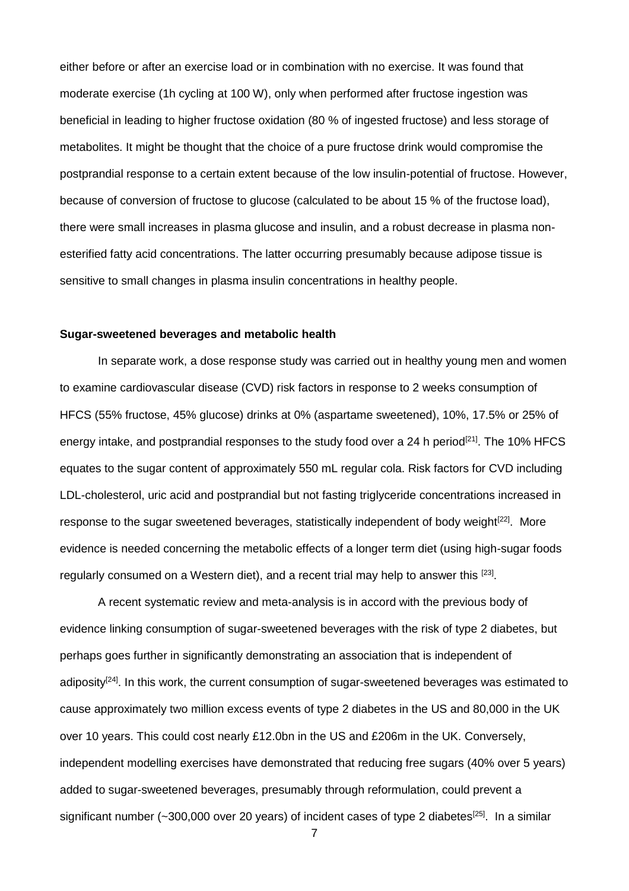either before or after an exercise load or in combination with no exercise. It was found that moderate exercise (1h cycling at 100 W), only when performed after fructose ingestion was beneficial in leading to higher fructose oxidation (80 % of ingested fructose) and less storage of metabolites. It might be thought that the choice of a pure fructose drink would compromise the postprandial response to a certain extent because of the low insulin-potential of fructose. However, because of conversion of fructose to glucose (calculated to be about 15 % of the fructose load), there were small increases in plasma glucose and insulin, and a robust decrease in plasma non-esterified fatty acid concentrations. The latter occurring presumably because adipose tissue is sensitive to small changes in plasma insulin concentrations in healthy people.

**Sugar-sweetened beverages and metabolic health**

In separate work, a dose response study was carried out in healthy young men and women to examine cardiovascular disease (CVD) risk factors in response to 2 weeks consumption of HFCS (55% fructose, 45% glucose) drinks at 0% (aspartame sweetened), 10%, 17.5% or 25% of energy intake, and postprandial responses to the study food over a 24 h period[21]. The 10% HFCS equates to the sugar content of approximately 550 mL regular cola. Risk factors for CVD including LDL-cholesterol, uric acid and postprandial but not fasting triglyceride concentrations increased in response to the sugar sweetened beverages, statistically independent of body weight[22]. More evidence is needed concerning the metabolic effects of a longer term diet (using high-sugar foods regularly consumed on a Western diet), and a recent trial may help to answer this [23].

A recent systematic review and meta-analysis is in accord with the previous body of evidence linking consumption of sugar-sweetened beverages with the risk of type 2 diabetes, but perhaps goes further in significantly demonstrating an association that is independent of adiposity[24]. In this work, the current consumption of sugar-sweetened beverages was estimated to cause approximately two million excess events of type 2 diabetes in the US and 80,000 in the UK over 10 years. This could cost nearly £12.0bn in the US and £206m in the UK. Conversely, independent modelling exercises have demonstrated that reducing free sugars (40% over 5 years) added to sugar-sweetened beverages, presumably through reformulation, could prevent a significant number (~300,000 over 20 years) of incident cases of type 2 diabetes[25]. In a similar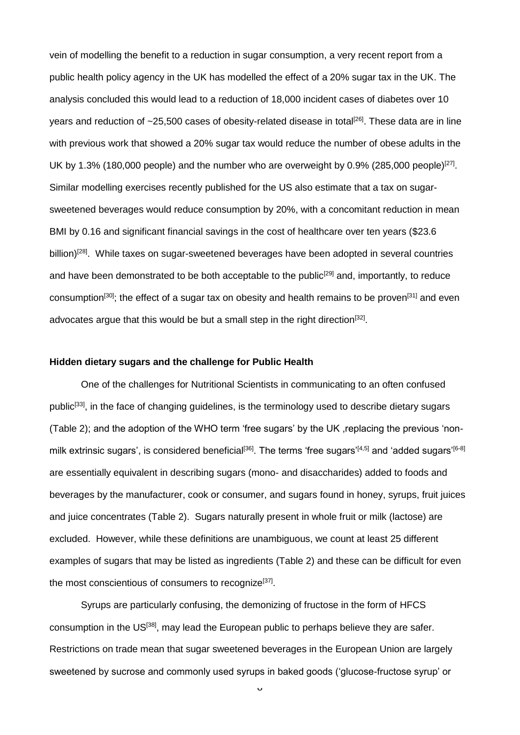vein of modelling the benefit to a reduction in sugar consumption, a very recent report from a public health policy agency in the UK has modelled the effect of a 20% sugar tax in the UK. The analysis concluded this would lead to a reduction of 18,000 incident cases of diabetes over 10 years and reduction of ~25,500 cases of obesity-related disease in total[26]. These data are in line with previous work that showed a 20% sugar tax would reduce the number of obese adults in the UK by 1.3% (180,000 people) and the number who are overweight by 0.9% (285,000 people)[27]. Similar modelling exercises recently published for the US also estimate that a tax on sugar-sweetened beverages would reduce consumption by 20%, with a concomitant reduction in mean BMI by 0.16 and significant financial savings in the cost of healthcare over ten years ($23.6 billion)[28]. While taxes on sugar-sweetened beverages have been adopted in several countries and have been demonstrated to be both acceptable to the public[29] and, importantly, to reduce consumption[30]; the effect of a sugar tax on obesity and health remains to be proven[31] and even advocates argue that this would be but a small step in the right direction[32].

**Hidden dietary sugars and the challenge for Public Health**

One of the challenges for Nutritional Scientists in communicating to an often confused public[33], in the face of changing guidelines, is the terminology used to describe dietary sugars (Table 2); and the adoption of the WHO term 'free sugars' by the UK ,replacing the previous 'non-milk extrinsic sugars', is considered beneficial[36]. The terms 'free sugars'[4,5] and 'added sugars'[6-8] are essentially equivalent in describing sugars (mono- and disaccharides) added to foods and beverages by the manufacturer, cook or consumer, and sugars found in honey, syrups, fruit juices and juice concentrates (Table 2). Sugars naturally present in whole fruit or milk (lactose) are excluded. However, while these definitions are unambiguous, we count at least 25 different examples of sugars that may be listed as ingredients (Table 2) and these can be difficult for even the most conscientious of consumers to recognize[37].

Syrups are particularly confusing, the demonizing of fructose in the form of HFCS consumption in the US[38], may lead the European public to perhaps believe they are safer. Restrictions on trade mean that sugar sweetened beverages in the European Union are largely sweetened by sucrose and commonly used syrups in baked goods ('glucose-fructose syrup' or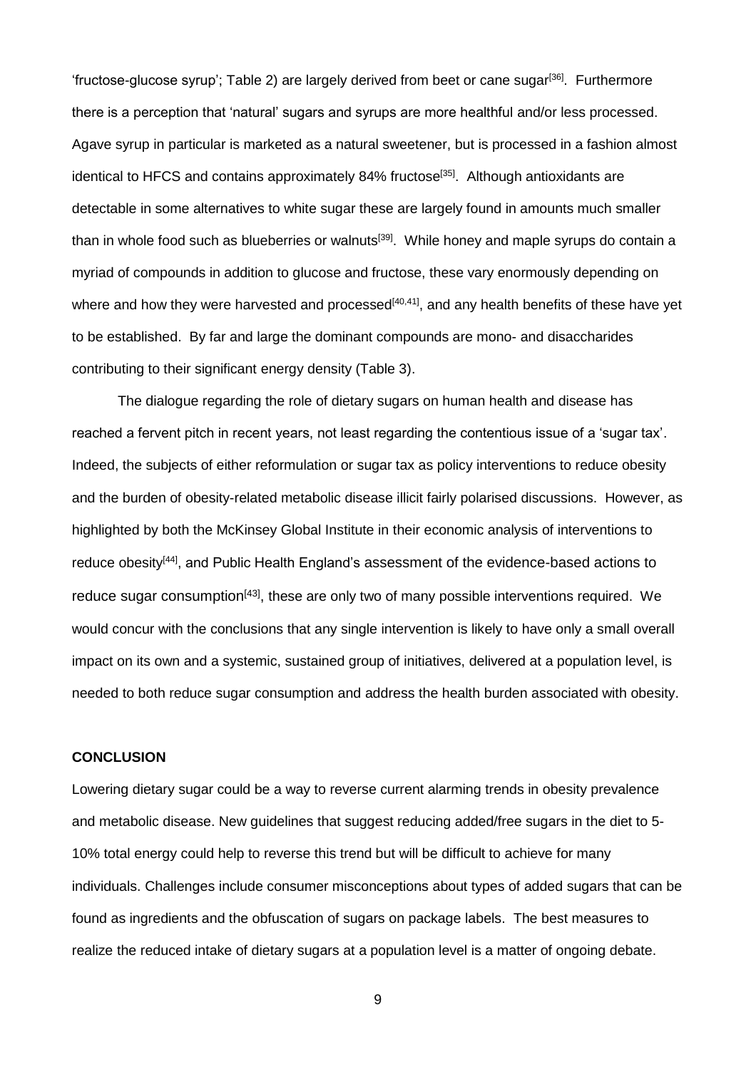'fructose-glucose syrup'; Table 2) are largely derived from beet or cane sugar[36]. Furthermore there is a perception that 'natural' sugars and syrups are more healthful and/or less processed. Agave syrup in particular is marketed as a natural sweetener, but is processed in a fashion almost identical to HFCS and contains approximately 84% fructose[35]. Although antioxidants are detectable in some alternatives to white sugar these are largely found in amounts much smaller than in whole food such as blueberries or walnuts[39]. While honey and maple syrups do contain a myriad of compounds in addition to glucose and fructose, these vary enormously depending on where and how they were harvested and processed[40,41], and any health benefits of these have yet to be established. By far and large the dominant compounds are mono- and disaccharides contributing to their significant energy density (Table 3).

The dialogue regarding the role of dietary sugars on human health and disease has reached a fervent pitch in recent years, not least regarding the contentious issue of a 'sugar tax'. Indeed, the subjects of either reformulation or sugar tax as policy interventions to reduce obesity and the burden of obesity-related metabolic disease illicit fairly polarised discussions. However, as highlighted by both the McKinsey Global Institute in their economic analysis of interventions to reduce obesity[44], and Public Health England's assessment of the evidence-based actions to reduce sugar consumption[43], these are only two of many possible interventions required. We would concur with the conclusions that any single intervention is likely to have only a small overall impact on its own and a systemic, sustained group of initiatives, delivered at a population level, is needed to both reduce sugar consumption and address the health burden associated with obesity.

**CONCLUSION**

Lowering dietary sugar could be a way to reverse current alarming trends in obesity prevalence and metabolic disease. New guidelines that suggest reducing added/free sugars in the diet to 5-10% total energy could help to reverse this trend but will be difficult to achieve for many individuals. Challenges include consumer misconceptions about types of added sugars that can be found as ingredients and the obfuscation of sugars on package labels. The best measures to realize the reduced intake of dietary sugars at a population level is a matter of ongoing debate.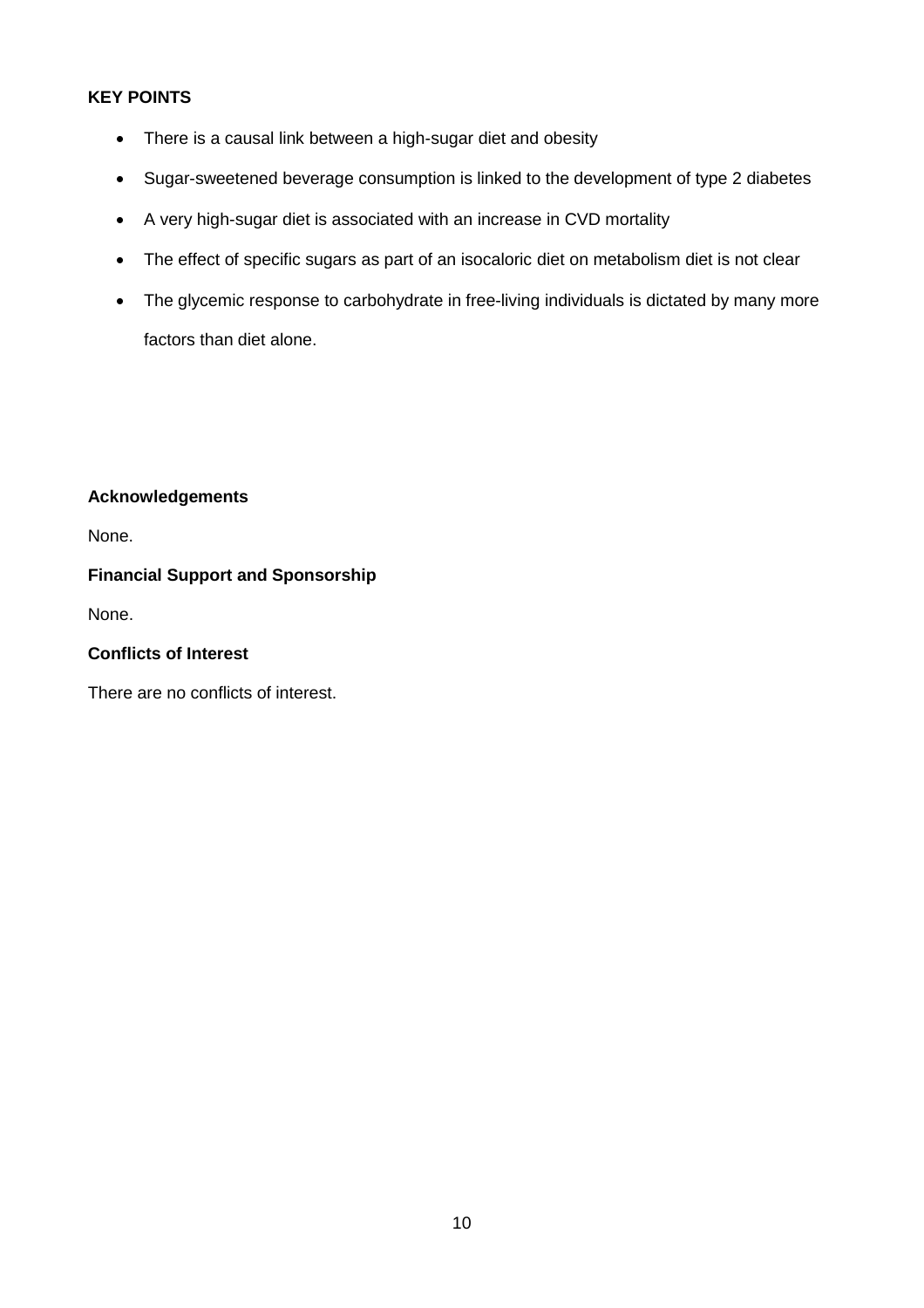**KEY POINTS**

- There is a causal link between a high-sugar diet and obesity
- Sugar-sweetened beverage consumption is linked to the development of type 2 diabetes
- A very high-sugar diet is associated with an increase in CVD mortality
- The effect of specific sugars as part of an isocaloric diet on metabolism diet is not clear
- The glycemic response to carbohydrate in free-living individuals is dictated by many more factors than diet alone.

**Acknowledgements**

None.

**Financial Support and Sponsorship**

None.

**Conflicts of Interest**

There are no conflicts of interest.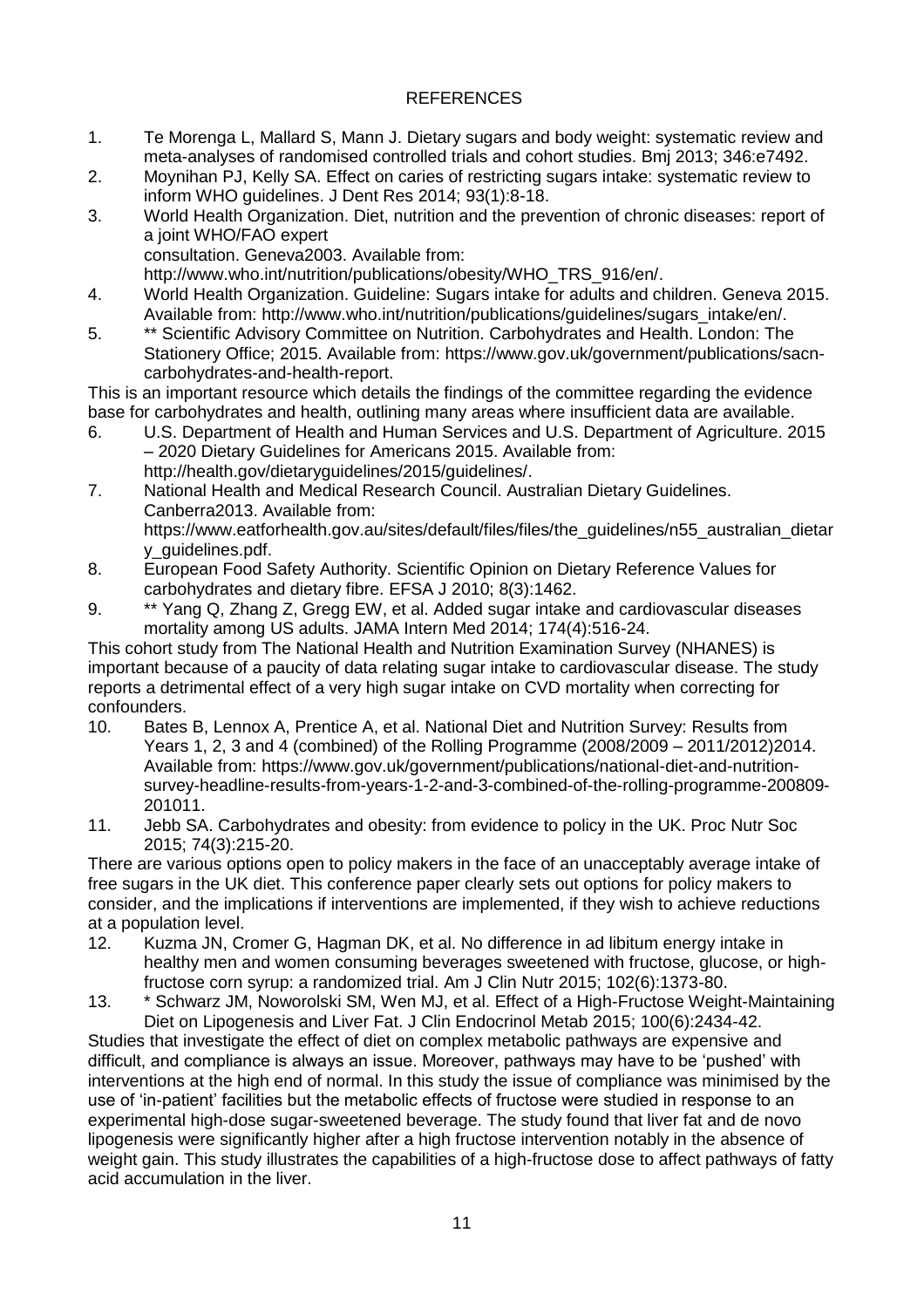## REFERENCES

1. Te Morenga L, Mallard S, Mann J. Dietary sugars and body weight: systematic review and meta-analyses of randomised controlled trials and cohort studies. Bmj 2013; 346:e7492.
2. Moynihan PJ, Kelly SA. Effect on caries of restricting sugars intake: systematic review to inform WHO guidelines. J Dent Res 2014; 93(1):8-18.
3. World Health Organization. Diet, nutrition and the prevention of chronic diseases: report of a joint WHO/FAO expert consultation. Geneva2003. Available from: http://www.who.int/nutrition/publications/obesity/WHO_TRS_916/en/.
4. World Health Organization. Guideline: Sugars intake for adults and children. Geneva 2015. Available from: http://www.who.int/nutrition/publications/guidelines/sugars_intake/en/.
5. ** Scientific Advisory Committee on Nutrition. Carbohydrates and Health. London: The Stationery Office; 2015. Available from: https://www.gov.uk/government/publications/sacn-carbohydrates-and-health-report.

This is an important resource which details the findings of the committee regarding the evidence base for carbohydrates and health, outlining many areas where insufficient data are available.

6. U.S. Department of Health and Human Services and U.S. Department of Agriculture. 2015 – 2020 Dietary Guidelines for Americans 2015. Available from: http://health.gov/dietaryguidelines/2015/guidelines/.
7. National Health and Medical Research Council. Australian Dietary Guidelines. Canberra2013. Available from: https://www.eatforhealth.gov.au/sites/default/files/files/the_guidelines/n55_australian_dietary_guidelines.pdf.
8. European Food Safety Authority. Scientific Opinion on Dietary Reference Values for carbohydrates and dietary fibre. EFSA J 2010; 8(3):1462.
9. ** Yang Q, Zhang Z, Gregg EW, et al. Added sugar intake and cardiovascular diseases mortality among US adults. JAMA Intern Med 2014; 174(4):516-24.

This cohort study from The National Health and Nutrition Examination Survey (NHANES) is important because of a paucity of data relating sugar intake to cardiovascular disease. The study reports a detrimental effect of a very high sugar intake on CVD mortality when correcting for confounders.

10. Bates B, Lennox A, Prentice A, et al. National Diet and Nutrition Survey: Results from Years 1, 2, 3 and 4 (combined) of the Rolling Programme (2008/2009 – 2011/2012)2014. Available from: https://www.gov.uk/government/publications/national-diet-and-nutrition-survey-headline-results-from-years-1-2-and-3-combined-of-the-rolling-programme-200809-201011.
11. Jebb SA. Carbohydrates and obesity: from evidence to policy in the UK. Proc Nutr Soc 2015; 74(3):215-20.

There are various options open to policy makers in the face of an unacceptably average intake of free sugars in the UK diet. This conference paper clearly sets out options for policy makers to consider, and the implications if interventions are implemented, if they wish to achieve reductions at a population level.

12. Kuzma JN, Cromer G, Hagman DK, et al. No difference in ad libitum energy intake in healthy men and women consuming beverages sweetened with fructose, glucose, or high-fructose corn syrup: a randomized trial. Am J Clin Nutr 2015; 102(6):1373-80.
13. * Schwarz JM, Noworolski SM, Wen MJ, et al. Effect of a High-Fructose Weight-Maintaining Diet on Lipogenesis and Liver Fat. J Clin Endocrinol Metab 2015; 100(6):2434-42.

Studies that investigate the effect of diet on complex metabolic pathways are expensive and difficult, and compliance is always an issue. Moreover, pathways may have to be 'pushed' with interventions at the high end of normal. In this study the issue of compliance was minimised by the use of 'in-patient' facilities but the metabolic effects of fructose were studied in response to an experimental high-dose sugar-sweetened beverage. The study found that liver fat and de novo lipogenesis were significantly higher after a high fructose intervention notably in the absence of weight gain. This study illustrates the capabilities of a high-fructose dose to affect pathways of fatty acid accumulation in the liver.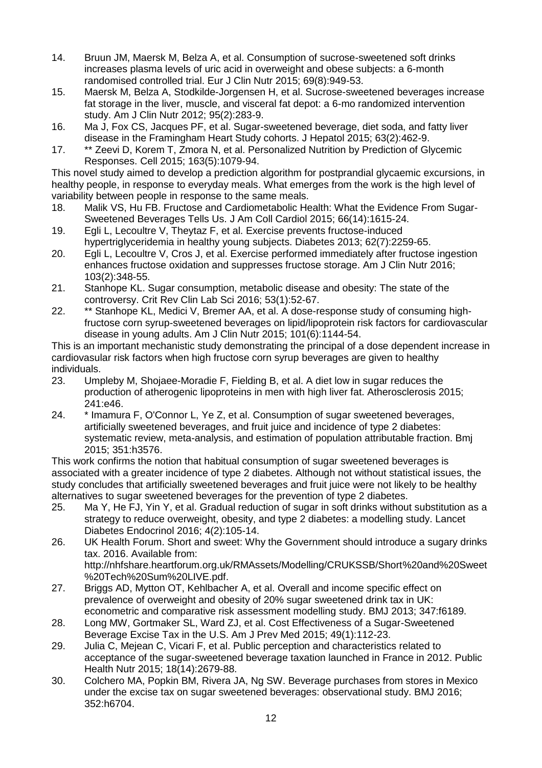14. Bruun JM, Maersk M, Belza A, et al. Consumption of sucrose-sweetened soft drinks increases plasma levels of uric acid in overweight and obese subjects: a 6-month randomised controlled trial. Eur J Clin Nutr 2015; 69(8):949-53.
15. Maersk M, Belza A, Stodkilde-Jorgensen H, et al. Sucrose-sweetened beverages increase fat storage in the liver, muscle, and visceral fat depot: a 6-mo randomized intervention study. Am J Clin Nutr 2012; 95(2):283-9.
16. Ma J, Fox CS, Jacques PF, et al. Sugar-sweetened beverage, diet soda, and fatty liver disease in the Framingham Heart Study cohorts. J Hepatol 2015; 63(2):462-9.
17. ** Zeevi D, Korem T, Zmora N, et al. Personalized Nutrition by Prediction of Glycemic Responses. Cell 2015; 163(5):1079-94.

This novel study aimed to develop a prediction algorithm for postprandial glycaemic excursions, in healthy people, in response to everyday meals. What emerges from the work is the high level of variability between people in response to the same meals.

18. Malik VS, Hu FB. Fructose and Cardiometabolic Health: What the Evidence From Sugar-Sweetened Beverages Tells Us. J Am Coll Cardiol 2015; 66(14):1615-24.
19. Egli L, Lecoultre V, Theytaz F, et al. Exercise prevents fructose-induced hypertriglyceridemia in healthy young subjects. Diabetes 2013; 62(7):2259-65.
20. Egli L, Lecoultre V, Cros J, et al. Exercise performed immediately after fructose ingestion enhances fructose oxidation and suppresses fructose storage. Am J Clin Nutr 2016; 103(2):348-55.
21. Stanhope KL. Sugar consumption, metabolic disease and obesity: The state of the controversy. Crit Rev Clin Lab Sci 2016; 53(1):52-67.
22. ** Stanhope KL, Medici V, Bremer AA, et al. A dose-response study of consuming high-fructose corn syrup-sweetened beverages on lipid/lipoprotein risk factors for cardiovascular disease in young adults. Am J Clin Nutr 2015; 101(6):1144-54.

This is an important mechanistic study demonstrating the principal of a dose dependent increase in cardiovasular risk factors when high fructose corn syrup beverages are given to healthy individuals.

23. Umpleby M, Shojaee-Moradie F, Fielding B, et al. A diet low in sugar reduces the production of atherogenic lipoproteins in men with high liver fat. Atherosclerosis 2015; 241:e46.
24. * Imamura F, O'Connor L, Ye Z, et al. Consumption of sugar sweetened beverages, artificially sweetened beverages, and fruit juice and incidence of type 2 diabetes: systematic review, meta-analysis, and estimation of population attributable fraction. Bmj 2015; 351:h3576.

This work confirms the notion that habitual consumption of sugar sweetened beverages is associated with a greater incidence of type 2 diabetes. Although not without statistical issues, the study concludes that artificially sweetened beverages and fruit juice were not likely to be healthy alternatives to sugar sweetened beverages for the prevention of type 2 diabetes.

25. Ma Y, He FJ, Yin Y, et al. Gradual reduction of sugar in soft drinks without substitution as a strategy to reduce overweight, obesity, and type 2 diabetes: a modelling study. Lancet Diabetes Endocrinol 2016; 4(2):105-14.
26. UK Health Forum. Short and sweet: Why the Government should introduce a sugary drinks tax. 2016. Available from: http://nhfshare.heartforum.org.uk/RMAssets/Modelling/CRUKSSB/Short%20and%20Sweet%20Tech%20Sum%20LIVE.pdf.
27. Briggs AD, Mytton OT, Kehlbacher A, et al. Overall and income specific effect on prevalence of overweight and obesity of 20% sugar sweetened drink tax in UK: econometric and comparative risk assessment modelling study. BMJ 2013; 347:f6189.
28. Long MW, Gortmaker SL, Ward ZJ, et al. Cost Effectiveness of a Sugar-Sweetened Beverage Excise Tax in the U.S. Am J Prev Med 2015; 49(1):112-23.
29. Julia C, Mejean C, Vicari F, et al. Public perception and characteristics related to acceptance of the sugar-sweetened beverage taxation launched in France in 2012. Public Health Nutr 2015; 18(14):2679-88.
30. Colchero MA, Popkin BM, Rivera JA, Ng SW. Beverage purchases from stores in Mexico under the excise tax on sugar sweetened beverages: observational study. BMJ 2016; 352:h6704.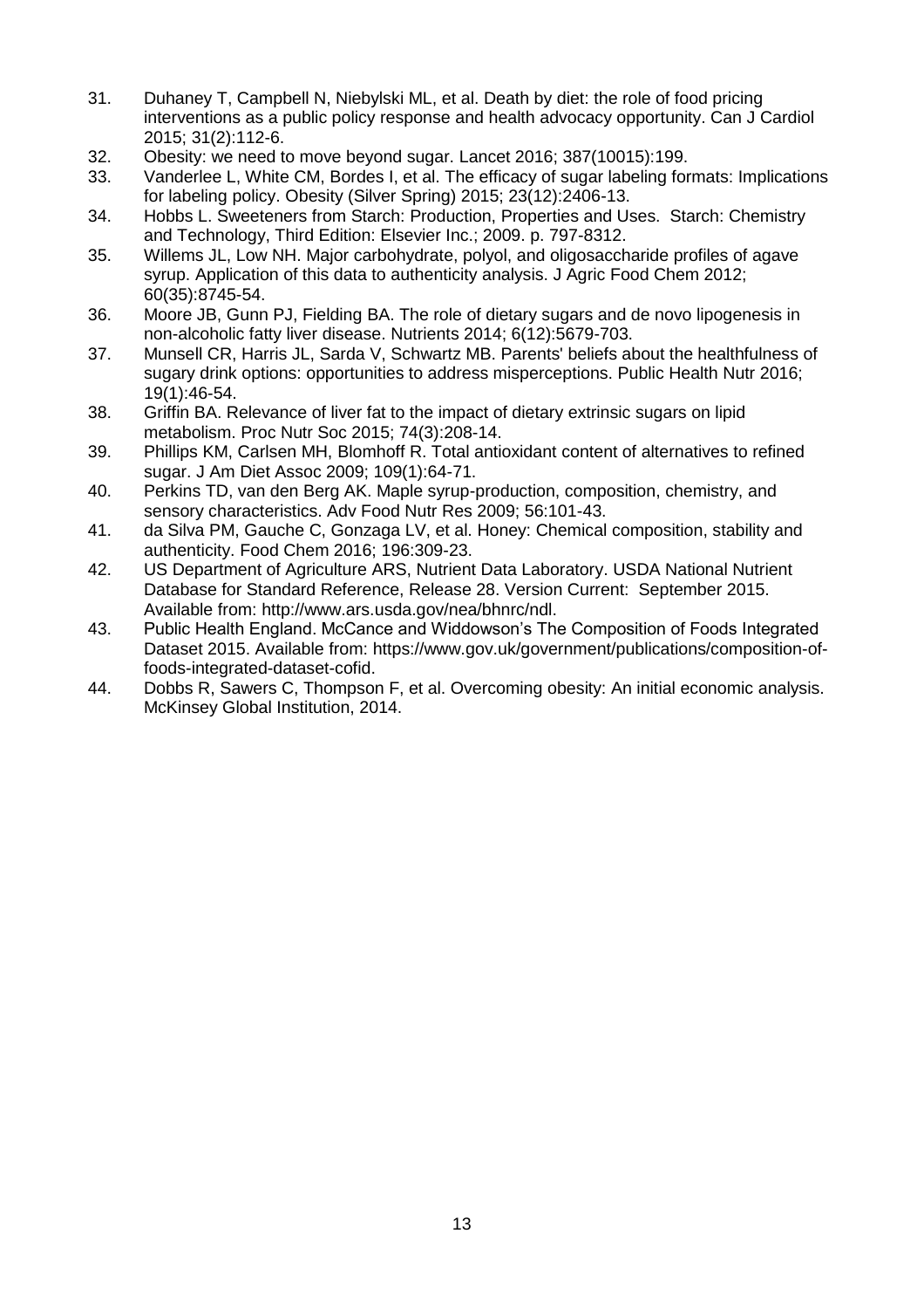31. Duhaney T, Campbell N, Niebylski ML, et al. Death by diet: the role of food pricing interventions as a public policy response and health advocacy opportunity. Can J Cardiol 2015; 31(2):112-6.
32. Obesity: we need to move beyond sugar. Lancet 2016; 387(10015):199.
33. Vanderlee L, White CM, Bordes I, et al. The efficacy of sugar labeling formats: Implications for labeling policy. Obesity (Silver Spring) 2015; 23(12):2406-13.
34. Hobbs L. Sweeteners from Starch: Production, Properties and Uses. Starch: Chemistry and Technology, Third Edition: Elsevier Inc.; 2009. p. 797-8312.
35. Willems JL, Low NH. Major carbohydrate, polyol, and oligosaccharide profiles of agave syrup. Application of this data to authenticity analysis. J Agric Food Chem 2012; 60(35):8745-54.
36. Moore JB, Gunn PJ, Fielding BA. The role of dietary sugars and de novo lipogenesis in non-alcoholic fatty liver disease. Nutrients 2014; 6(12):5679-703.
37. Munsell CR, Harris JL, Sarda V, Schwartz MB. Parents' beliefs about the healthfulness of sugary drink options: opportunities to address misperceptions. Public Health Nutr 2016; 19(1):46-54.
38. Griffin BA. Relevance of liver fat to the impact of dietary extrinsic sugars on lipid metabolism. Proc Nutr Soc 2015; 74(3):208-14.
39. Phillips KM, Carlsen MH, Blomhoff R. Total antioxidant content of alternatives to refined sugar. J Am Diet Assoc 2009; 109(1):64-71.
40. Perkins TD, van den Berg AK. Maple syrup-production, composition, chemistry, and sensory characteristics. Adv Food Nutr Res 2009; 56:101-43.
41. da Silva PM, Gauche C, Gonzaga LV, et al. Honey: Chemical composition, stability and authenticity. Food Chem 2016; 196:309-23.
42. US Department of Agriculture ARS, Nutrient Data Laboratory. USDA National Nutrient Database for Standard Reference, Release 28. Version Current: September 2015. Available from: http://www.ars.usda.gov/nea/bhnrc/ndl.
43. Public Health England. McCance and Widdowson's The Composition of Foods Integrated Dataset 2015. Available from: https://www.gov.uk/government/publications/composition-of-foods-integrated-dataset-cofid.
44. Dobbs R, Sawers C, Thompson F, et al. Overcoming obesity: An initial economic analysis. McKinsey Global Institution, 2014.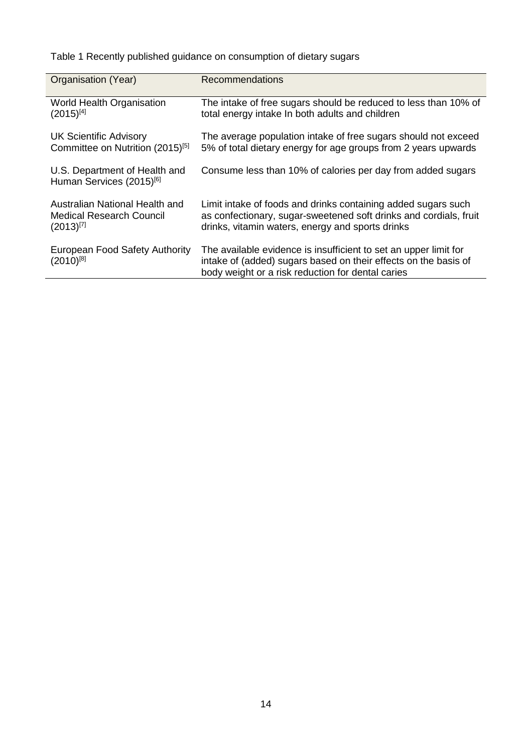Table 1 Recently published guidance on consumption of dietary sugars

| Organisation (Year) | Recommendations |
| --- | --- |
| World Health Organisation (2015)[4] | The intake of free sugars should be reduced to less than 10% of total energy intake In both adults and children |
| UK Scientific Advisory Committee on Nutrition (2015)[5] | The average population intake of free sugars should not exceed 5% of total dietary energy for age groups from 2 years upwards |
| U.S. Department of Health and Human Services (2015)[6] | Consume less than 10% of calories per day from added sugars |
| Australian National Health and Medical Research Council (2013)[7] | Limit intake of foods and drinks containing added sugars such as confectionary, sugar-sweetened soft drinks and cordials, fruit drinks, vitamin waters, energy and sports drinks |
| European Food Safety Authority (2010)[8] | The available evidence is insufficient to set an upper limit for intake of (added) sugars based on their effects on the basis of body weight or a risk reduction for dental caries |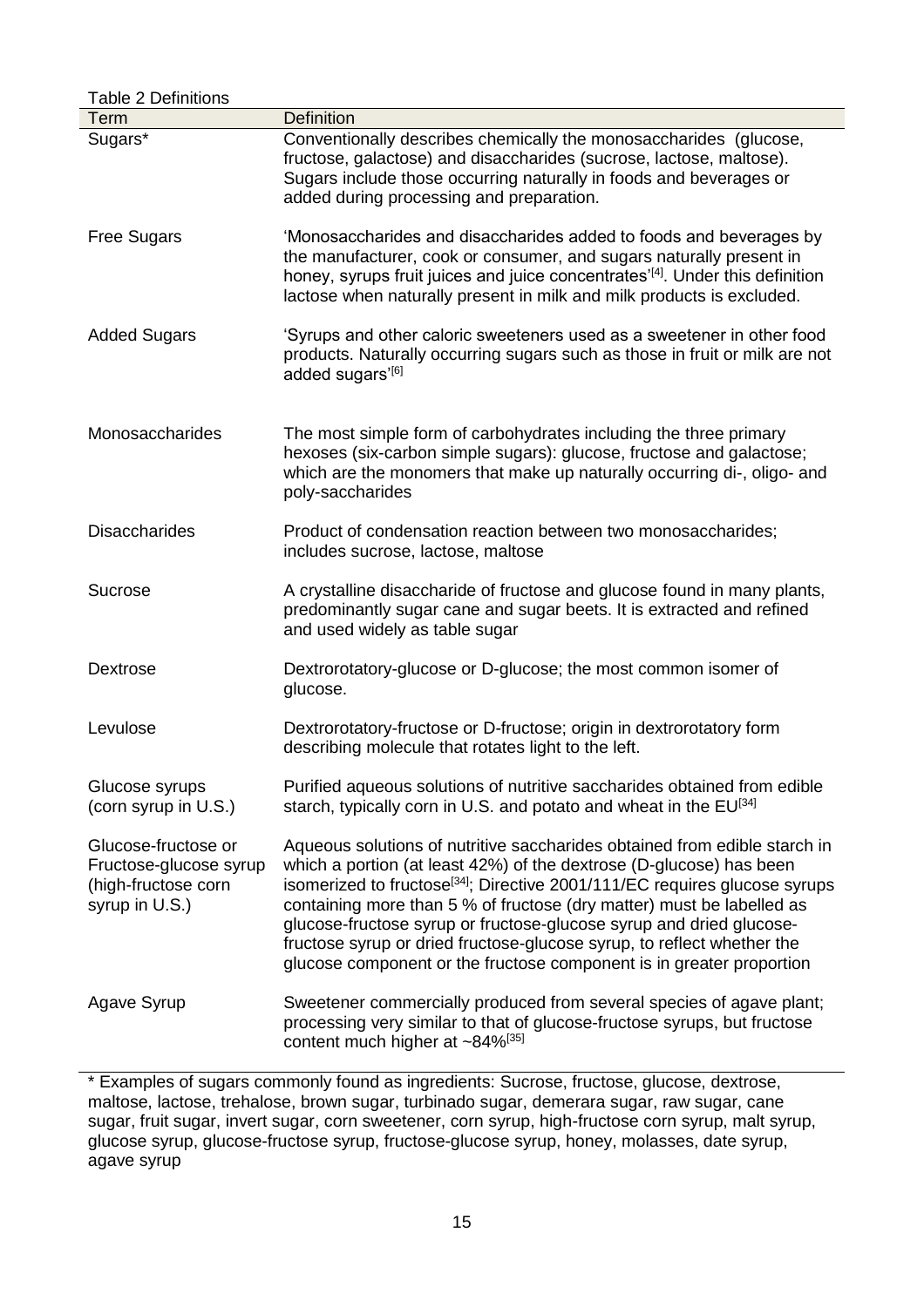Table 2 Definitions

| Term | Definition |
|---|---|
| Sugars* | Conventionally describes chemically the monosaccharides (glucose, fructose, galactose) and disaccharides (sucrose, lactose, maltose). Sugars include those occurring naturally in foods and beverages or added during processing and preparation. |
| Free Sugars | 'Monosaccharides and disaccharides added to foods and beverages by the manufacturer, cook or consumer, and sugars naturally present in honey, syrups fruit juices and juice concentrates'[4]. Under this definition lactose when naturally present in milk and milk products is excluded. |
| Added Sugars | 'Syrups and other caloric sweeteners used as a sweetener in other food products. Naturally occurring sugars such as those in fruit or milk are not added sugars'[6] |
| Monosaccharides | The most simple form of carbohydrates including the three primary hexoses (six-carbon simple sugars): glucose, fructose and galactose; which are the monomers that make up naturally occurring di-, oligo- and poly-saccharides |
| Disaccharides | Product of condensation reaction between two monosaccharides; includes sucrose, lactose, maltose |
| Sucrose | A crystalline disaccharide of fructose and glucose found in many plants, predominantly sugar cane and sugar beets. It is extracted and refined and used widely as table sugar |
| Dextrose | Dextrorotatory-glucose or D-glucose; the most common isomer of glucose. |
| Levulose | Dextrorotatory-fructose or D-fructose; origin in dextrorotatory form describing molecule that rotates light to the left. |
| Glucose syrups (corn syrup in U.S.) | Purified aqueous solutions of nutritive saccharides obtained from edible starch, typically corn in U.S. and potato and wheat in the EU[34] |
| Glucose-fructose or Fructose-glucose syrup (high-fructose corn syrup in U.S.) | Aqueous solutions of nutritive saccharides obtained from edible starch in which a portion (at least 42%) of the dextrose (D-glucose) has been isomerized to fructose[34]; Directive 2001/111/EC requires glucose syrups containing more than 5 % of fructose (dry matter) must be labelled as glucose-fructose syrup or fructose-glucose syrup and dried glucose-fructose syrup or dried fructose-glucose syrup, to reflect whether the glucose component or the fructose component is in greater proportion |
| Agave Syrup | Sweetener commercially produced from several species of agave plant; processing very similar to that of glucose-fructose syrups, but fructose content much higher at ~84%[35] |

\* Examples of sugars commonly found as ingredients: Sucrose, fructose, glucose, dextrose, maltose, lactose, trehalose, brown sugar, turbinado sugar, demerara sugar, raw sugar, cane sugar, fruit sugar, invert sugar, corn sweetener, corn syrup, high-fructose corn syrup, malt syrup, glucose syrup, glucose-fructose syrup, fructose-glucose syrup, honey, molasses, date syrup, agave syrup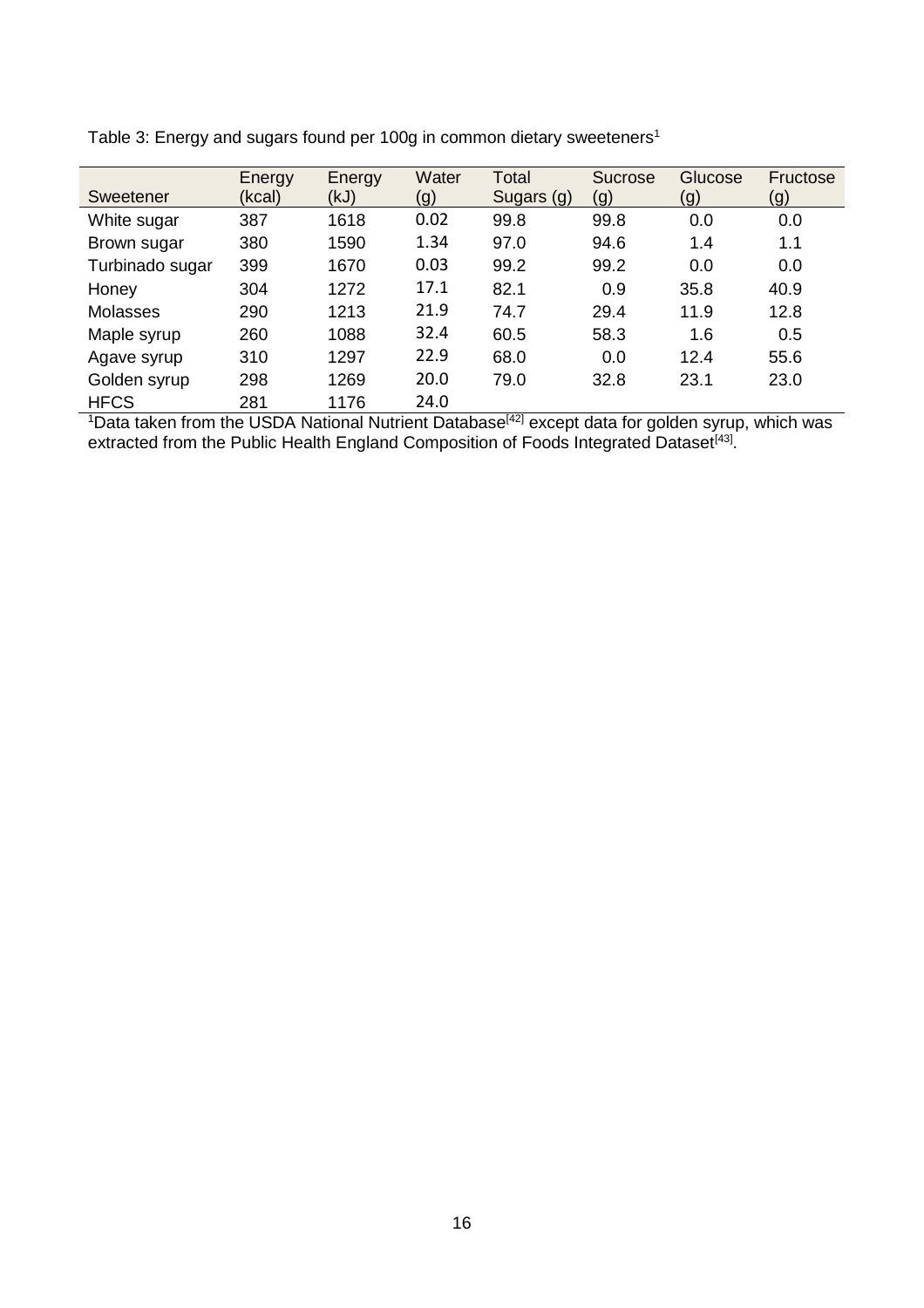Table 3: Energy and sugars found per 100g in common dietary sweeteners[1]

| Sweetener | Energy (kcal) | Energy (kJ) | Water (g) | Total Sugars (g) | Sucrose (g) | Glucose (g) | Fructose (g) |
|---|---|---|---|---|---|---|---|
| White sugar | 387 | 1618 | 0.02 | 99.8 | 99.8 | 0.0 | 0.0 |
| Brown sugar | 380 | 1590 | 1.34 | 97.0 | 94.6 | 1.4 | 1.1 |
| Turbinado sugar | 399 | 1670 | 0.03 | 99.2 | 99.2 | 0.0 | 0.0 |
| Honey | 304 | 1272 | 17.1 | 82.1 | 0.9 | 35.8 | 40.9 |
| Molasses | 290 | 1213 | 21.9 | 74.7 | 29.4 | 11.9 | 12.8 |
| Maple syrup | 260 | 1088 | 32.4 | 60.5 | 58.3 | 1.6 | 0.5 |
| Agave syrup | 310 | 1297 | 22.9 | 68.0 | 0.0 | 12.4 | 55.6 |
| Golden syrup | 298 | 1269 | 20.0 | 79.0 | 32.8 | 23.1 | 23.0 |
| HFCS | 281 | 1176 | 24.0 | | | | |

[1]Data taken from the USDA National Nutrient Database[42] except data for golden syrup, which was extracted from the Public Health England Composition of Foods Integrated Dataset[43].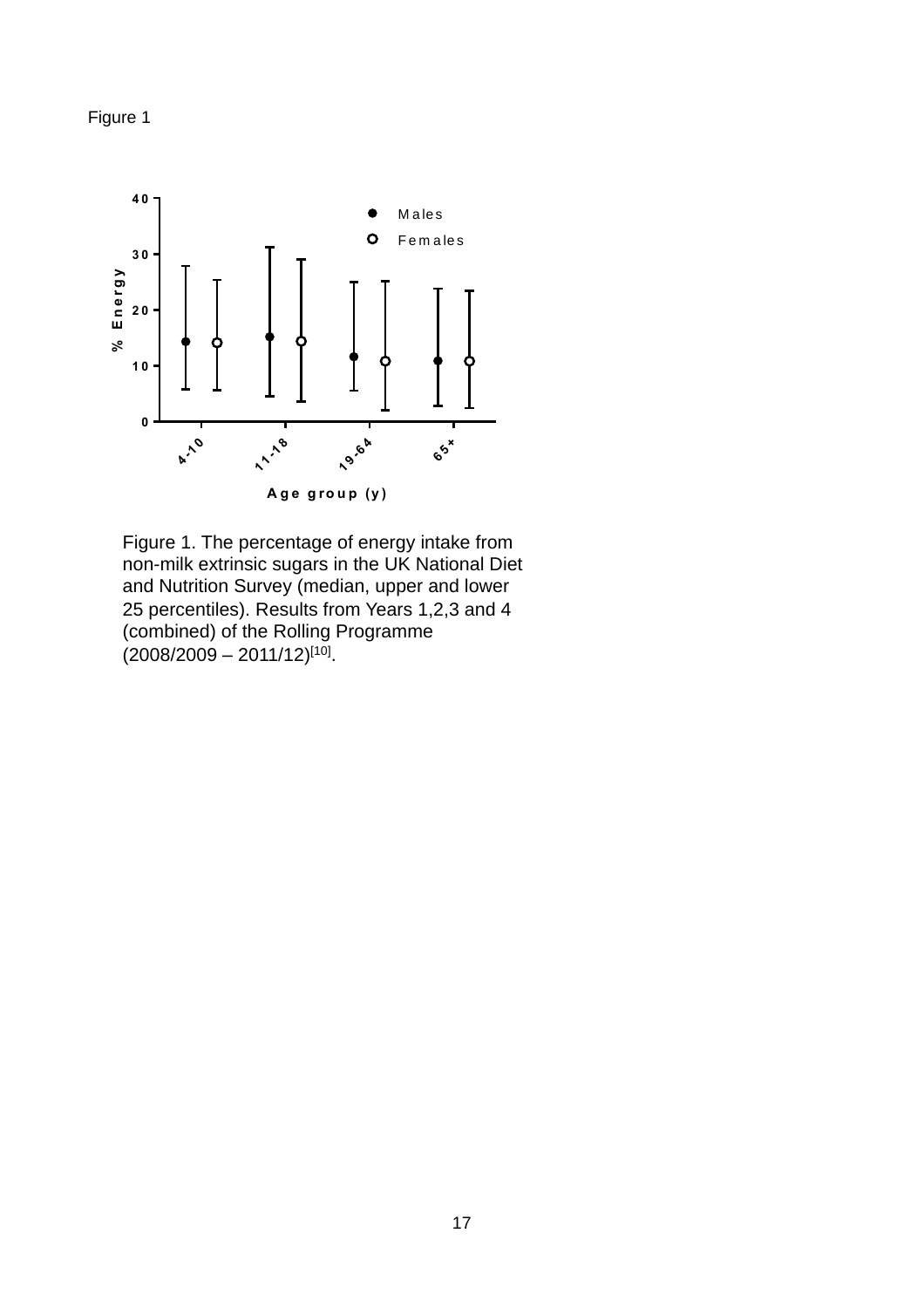Figure 1

40

30

20

10

0

% Energy

Males

Females

4-10

11-18

19-64

65+

Age group (y)

Figure 1. The percentage of energy intake from non-milk extrinsic sugars in the UK National Diet and Nutrition Survey (median, upper and lower 25 percentiles). Results from Years 1,2,3 and 4 (combined) of the Rolling Programme (2008/2009 – 2011/12)[10].